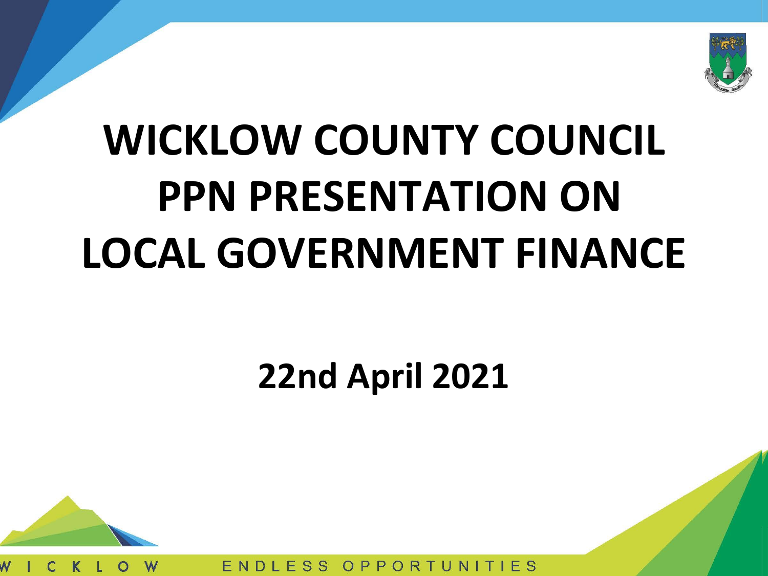# WICKLOW COUNTY COUNCIL PPN PRESENTATION ON LOCAL GOVERNMENT FINANCE

## 22nd April 2021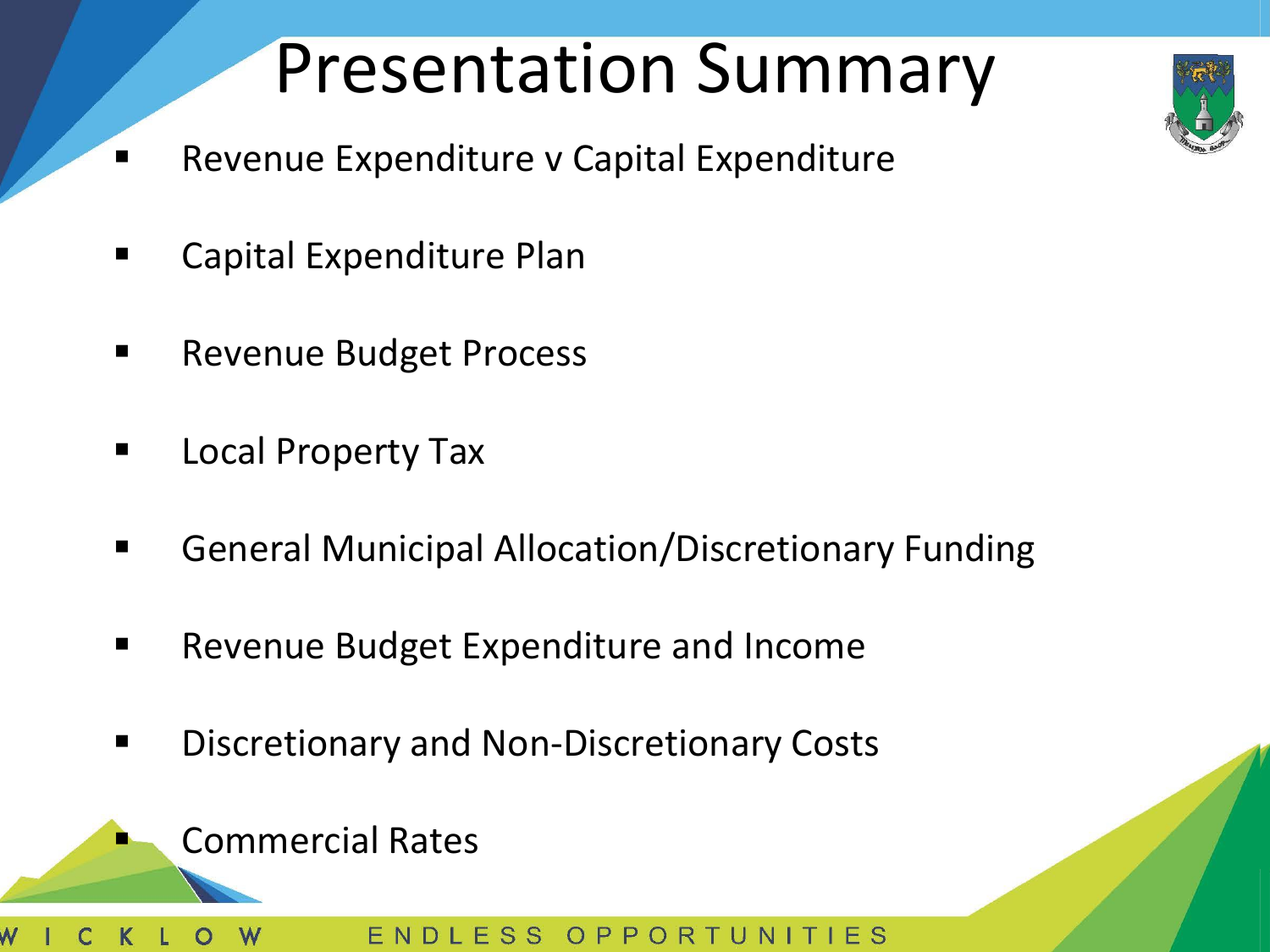# Presentation Summary

- Revenue Expenditure v Capital Expenditure
- Capital Expenditure Plan
- Revenue Budget Process
- Local Property Tax
- General Municipal Allocation/Discretionary Funding
- Revenue Budget Expenditure and Income
- Discretionary and Non-Discretionary Costs
- Commercial Rates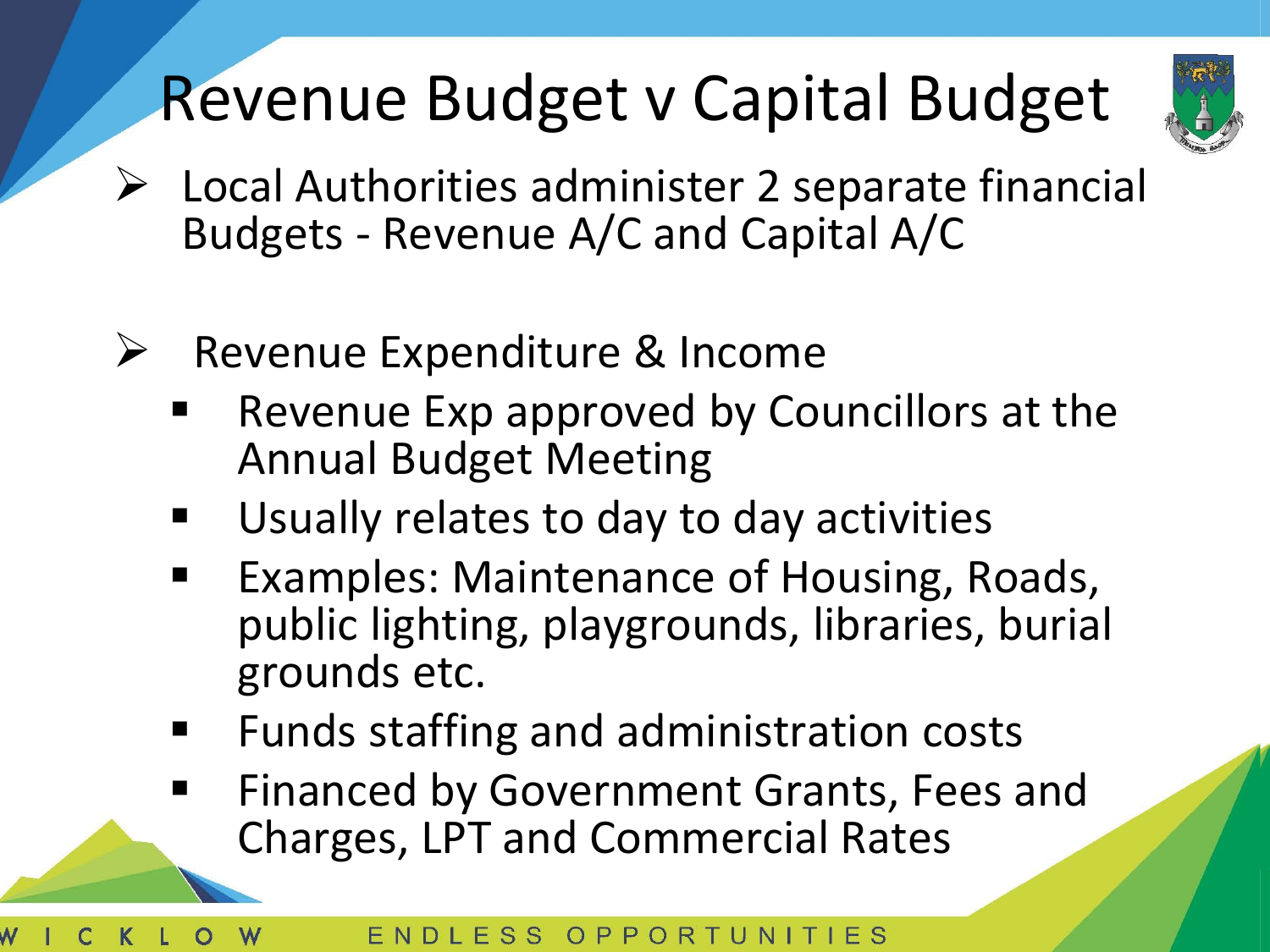# Revenue Budget v Capital Budget

- Local Authorities administer 2 separate financial Budgets - Revenue A/C and Capital A/C

- Revenue Expenditure & Income
  - Revenue Exp approved by Councillors at the Annual Budget Meeting
  - Usually relates to day to day activities
  - Examples: Maintenance of Housing, Roads, public lighting, playgrounds, libraries, burial grounds etc.
  - Funds staffing and administration costs
  - Financed by Government Grants, Fees and Charges, LPT and Commercial Rates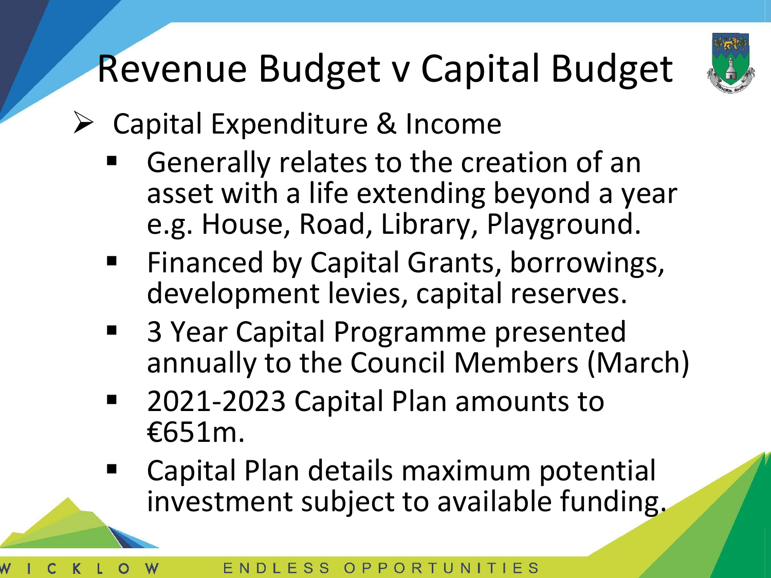# Revenue Budget v Capital Budget

- Capital Expenditure & Income
  - Generally relates to the creation of an asset with a life extending beyond a year e.g. House, Road, Library, Playground.
  - Financed by Capital Grants, borrowings, development levies, capital reserves.
  - 3 Year Capital Programme presented annually to the Council Members (March)
  - 2021-2023 Capital Plan amounts to €651m.
  - Capital Plan details maximum potential investment subject to available funding.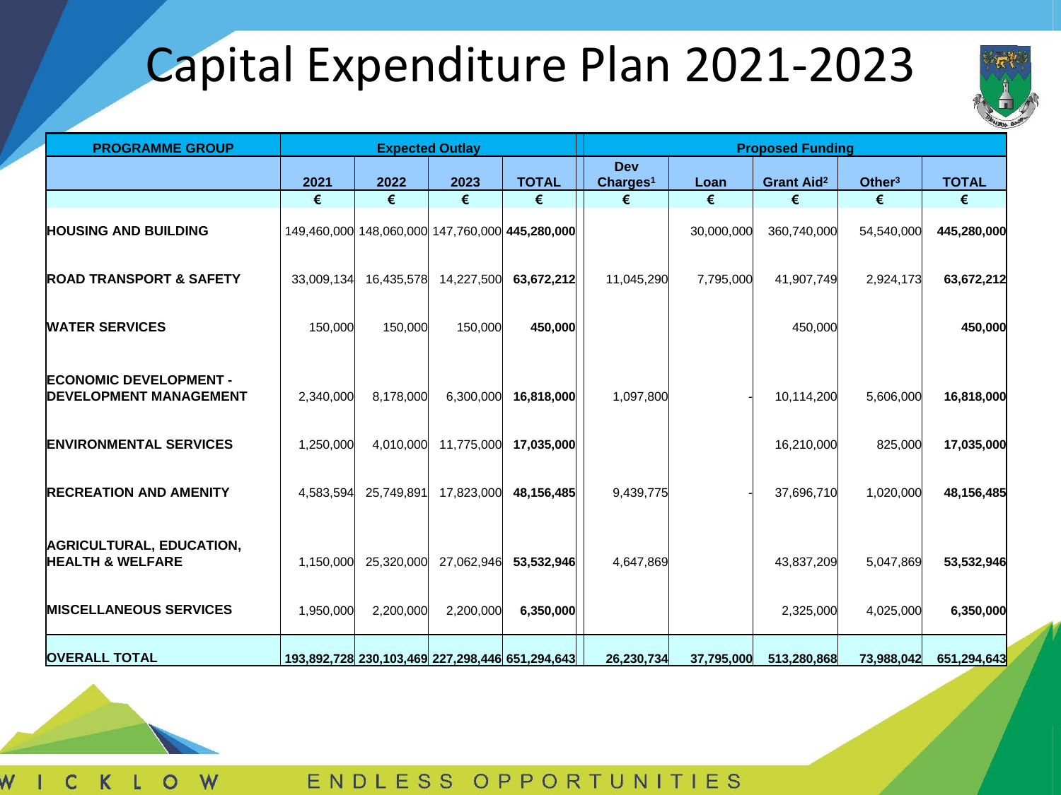# Capital Expenditure Plan 2021-2023

| PROGRAMME GROUP | Expected Outlay | | | | Proposed Funding | | | | |
|---|---|---|---|---|---|---|---|---|---|
| | 2021 | 2022 | 2023 | TOTAL | Dev Charges[1] | Loan | Grant Aid[2] | Other[3] | TOTAL |
| | € | € | € | € | € | € | € | € | € |
| **HOUSING AND BUILDING** | 149,460,000 | 148,060,000 | 147,760,000 | **445,280,000** | | 30,000,000 | 360,740,000 | 54,540,000 | **445,280,000** |
| **ROAD TRANSPORT & SAFETY** | 33,009,134 | 16,435,578 | 14,227,500 | **63,672,212** | 11,045,290 | 7,795,000 | 41,907,749 | 2,924,173 | **63,672,212** |
| **WATER SERVICES** | 150,000 | 150,000 | 150,000 | **450,000** | | | 450,000 | | **450,000** |
| **ECONOMIC DEVELOPMENT - DEVELOPMENT MANAGEMENT** | 2,340,000 | 8,178,000 | 6,300,000 | **16,818,000** | 1,097,800 | - | 10,114,200 | 5,606,000 | **16,818,000** |
| **ENVIRONMENTAL SERVICES** | 1,250,000 | 4,010,000 | 11,775,000 | **17,035,000** | | | 16,210,000 | 825,000 | **17,035,000** |
| **RECREATION AND AMENITY** | 4,583,594 | 25,749,891 | 17,823,000 | **48,156,485** | 9,439,775 | - | 37,696,710 | 1,020,000 | **48,156,485** |
| **AGRICULTURAL, EDUCATION, HEALTH & WELFARE** | 1,150,000 | 25,320,000 | 27,062,946 | **53,532,946** | 4,647,869 | | 43,837,209 | 5,047,869 | **53,532,946** |
| **MISCELLANEOUS SERVICES** | 1,950,000 | 2,200,000 | 2,200,000 | **6,350,000** | | | 2,325,000 | 4,025,000 | **6,350,000** |
| **OVERALL TOTAL** | **193,892,728** | **230,103,469** | **227,298,446** | **651,294,643** | **26,230,734** | **37,795,000** | **513,280,868** | **73,988,042** | **651,294,643** |

WICKLOW ENDLESS OPPORTUNITIES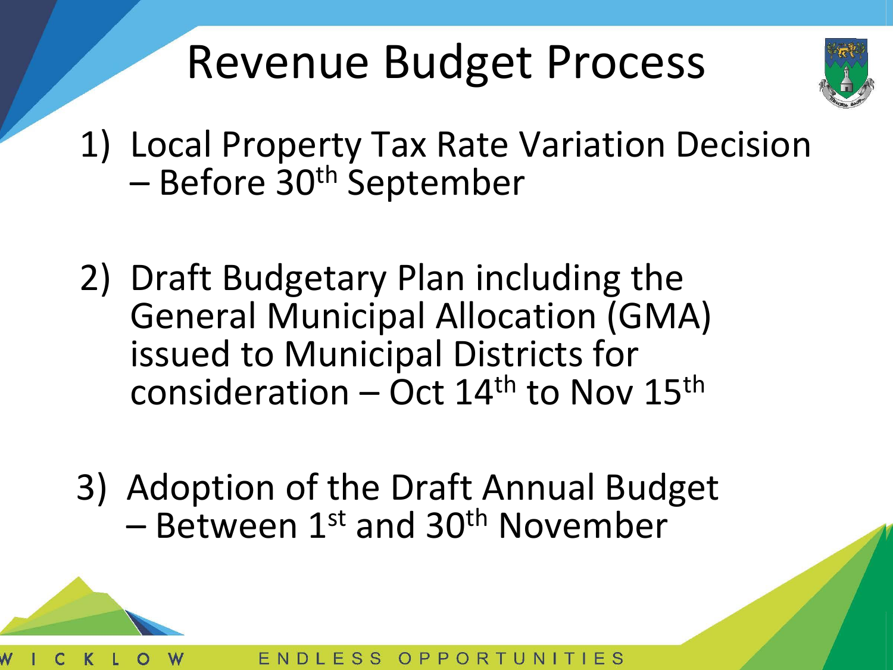# Revenue Budget Process

1) Local Property Tax Rate Variation Decision – Before 30th September

2) Draft Budgetary Plan including the General Municipal Allocation (GMA) issued to Municipal Districts for consideration – Oct 14th to Nov 15th

3) Adoption of the Draft Annual Budget – Between 1st and 30th November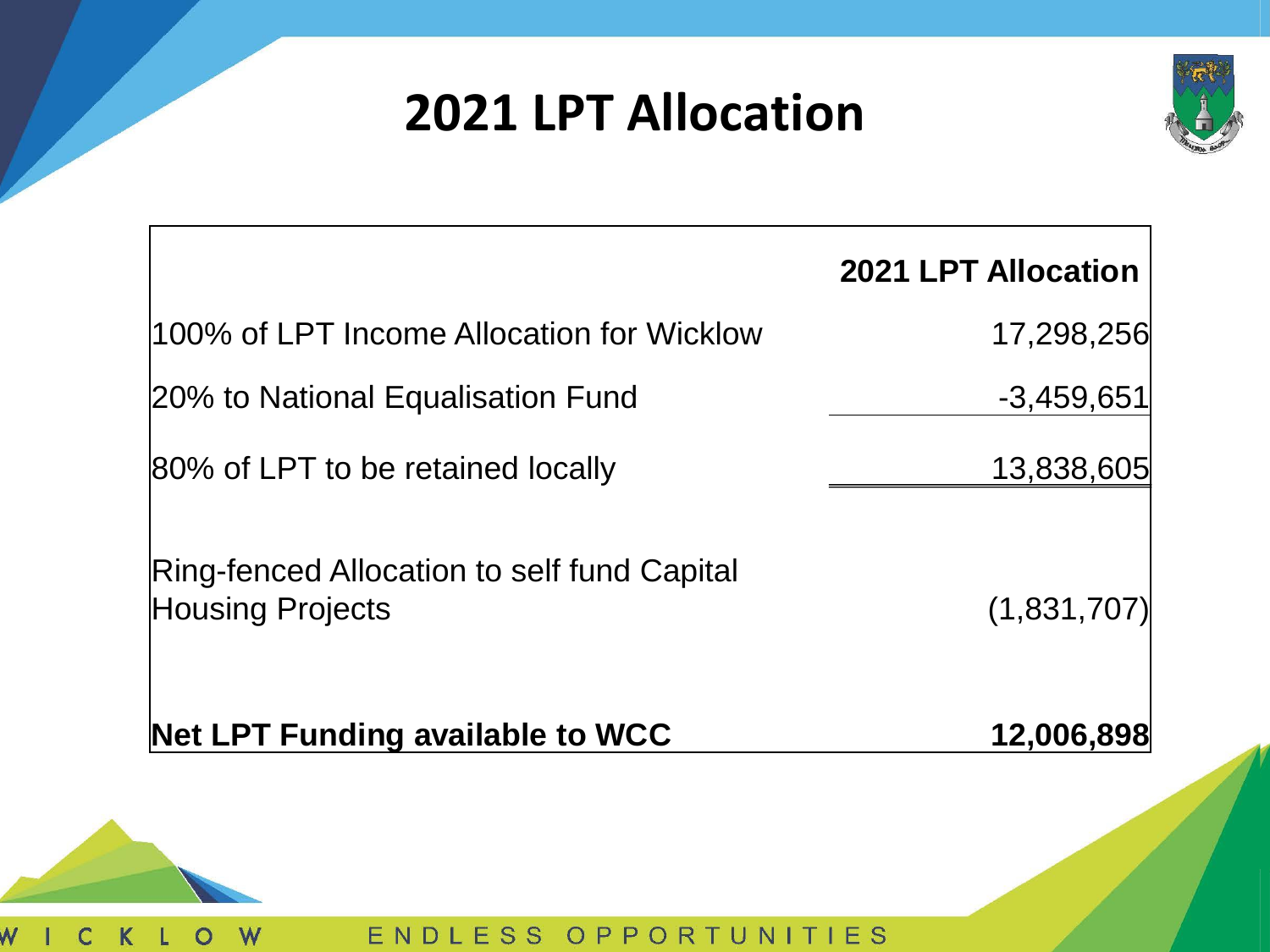# 2021 LPT Allocation

| | 2021 LPT Allocation |
|---|---|
| 100% of LPT Income Allocation for Wicklow | 17,298,256 |
| 20% to National Equalisation Fund | -3,459,651 |
| 80% of LPT to be retained locally | 13,838,605 |
| Ring-fenced Allocation to self fund Capital Housing Projects | (1,831,707) |
| **Net LPT Funding available to WCC** | **12,006,898** |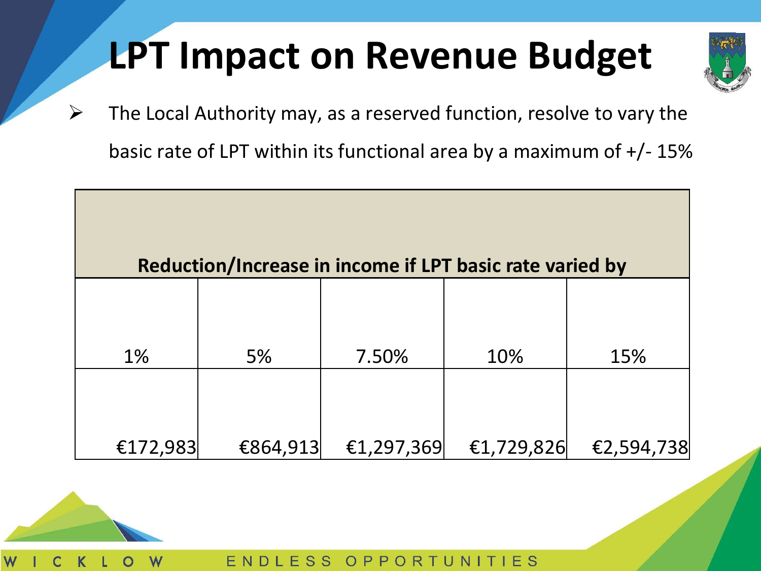# LPT Impact on Revenue Budget

- The Local Authority may, as a reserved function, resolve to vary the basic rate of LPT within its functional area by a maximum of +/- 15%

| Reduction/Increase in income if LPT basic rate varied by | | | | |
|---|---|---|---|---|
| 1% | 5% | 7.50% | 10% | 15% |
| €172,983 | €864,913 | €1,297,369 | €1,729,826 | €2,594,738 |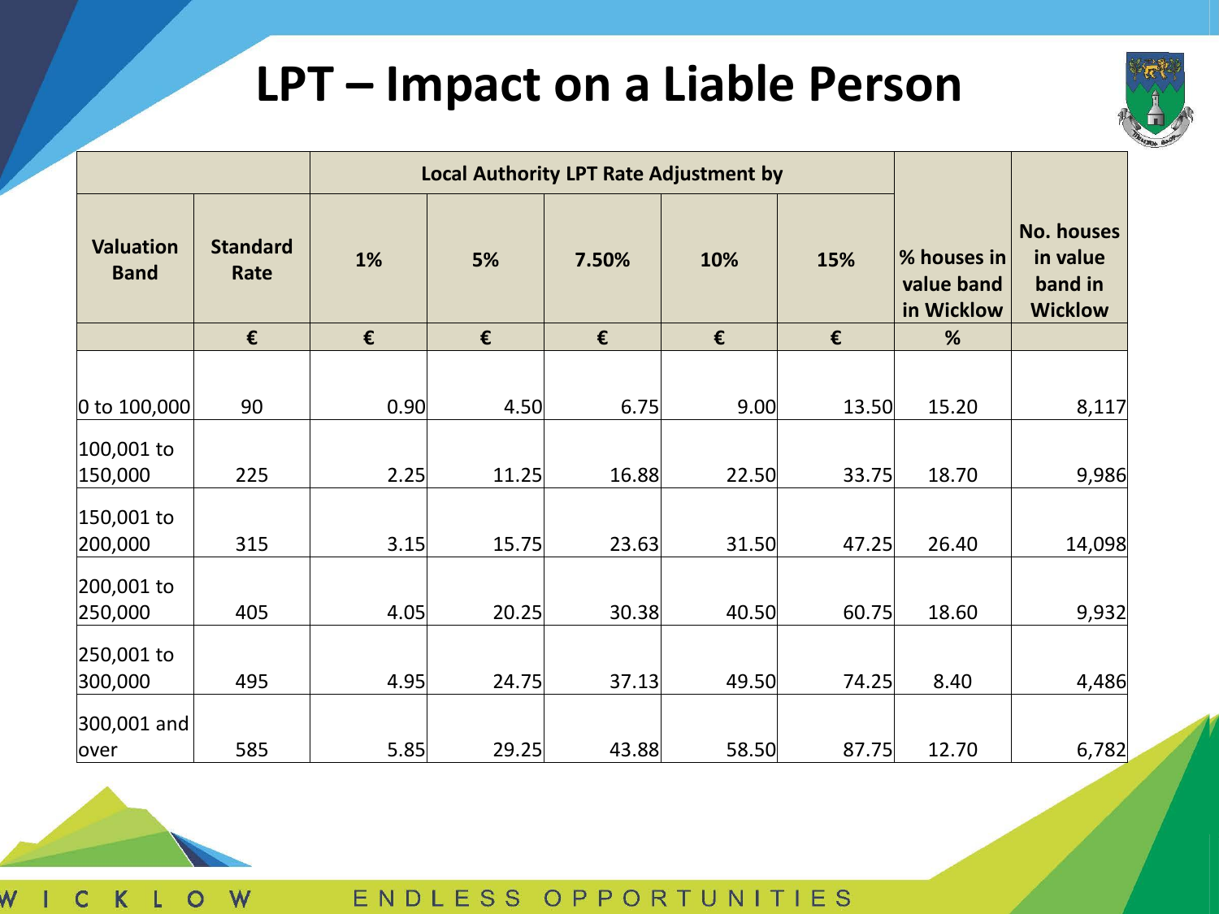# LPT – Impact on a Liable Person

| | | Local Authority LPT Rate Adjustment by | | | | | | |
|---|---|---|---|---|---|---|---|---|
| Valuation Band | Standard Rate | 1% | 5% | 7.50% | 10% | 15% | % houses in value band in Wicklow | No. houses in value band in Wicklow |
| | € | € | € | € | € | € | % | |
| 0 to 100,000 | 90 | 0.90 | 4.50 | 6.75 | 9.00 | 13.50 | 15.20 | 8,117 |
| 100,001 to 150,000 | 225 | 2.25 | 11.25 | 16.88 | 22.50 | 33.75 | 18.70 | 9,986 |
| 150,001 to 200,000 | 315 | 3.15 | 15.75 | 23.63 | 31.50 | 47.25 | 26.40 | 14,098 |
| 200,001 to 250,000 | 405 | 4.05 | 20.25 | 30.38 | 40.50 | 60.75 | 18.60 | 9,932 |
| 250,001 to 300,000 | 495 | 4.95 | 24.75 | 37.13 | 49.50 | 74.25 | 8.40 | 4,486 |
| 300,001 and over | 585 | 5.85 | 29.25 | 43.88 | 58.50 | 87.75 | 12.70 | 6,782 |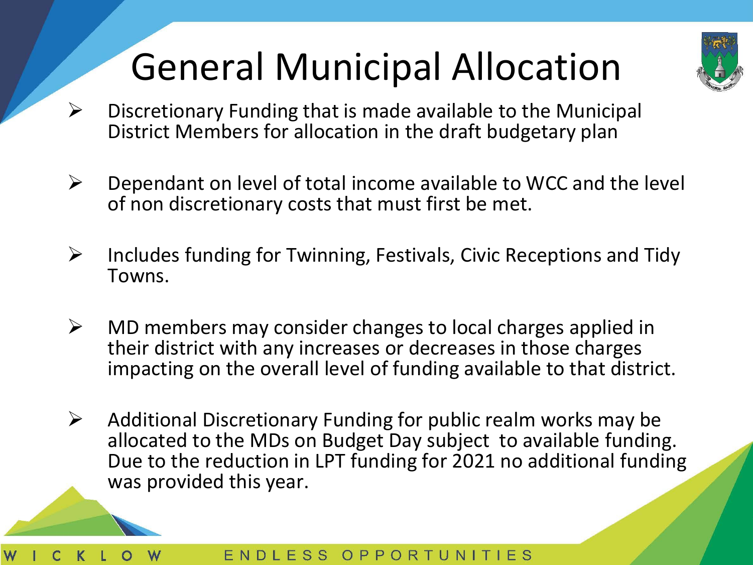# General Municipal Allocation

- Discretionary Funding that is made available to the Municipal District Members for allocation in the draft budgetary plan

- Dependant on level of total income available to WCC and the level of non discretionary costs that must first be met.

- Includes funding for Twinning, Festivals, Civic Receptions and Tidy Towns.

- MD members may consider changes to local charges applied in their district with any increases or decreases in those charges impacting on the overall level of funding available to that district.

- Additional Discretionary Funding for public realm works may be allocated to the MDs on Budget Day subject to available funding. Due to the reduction in LPT funding for 2021 no additional funding was provided this year.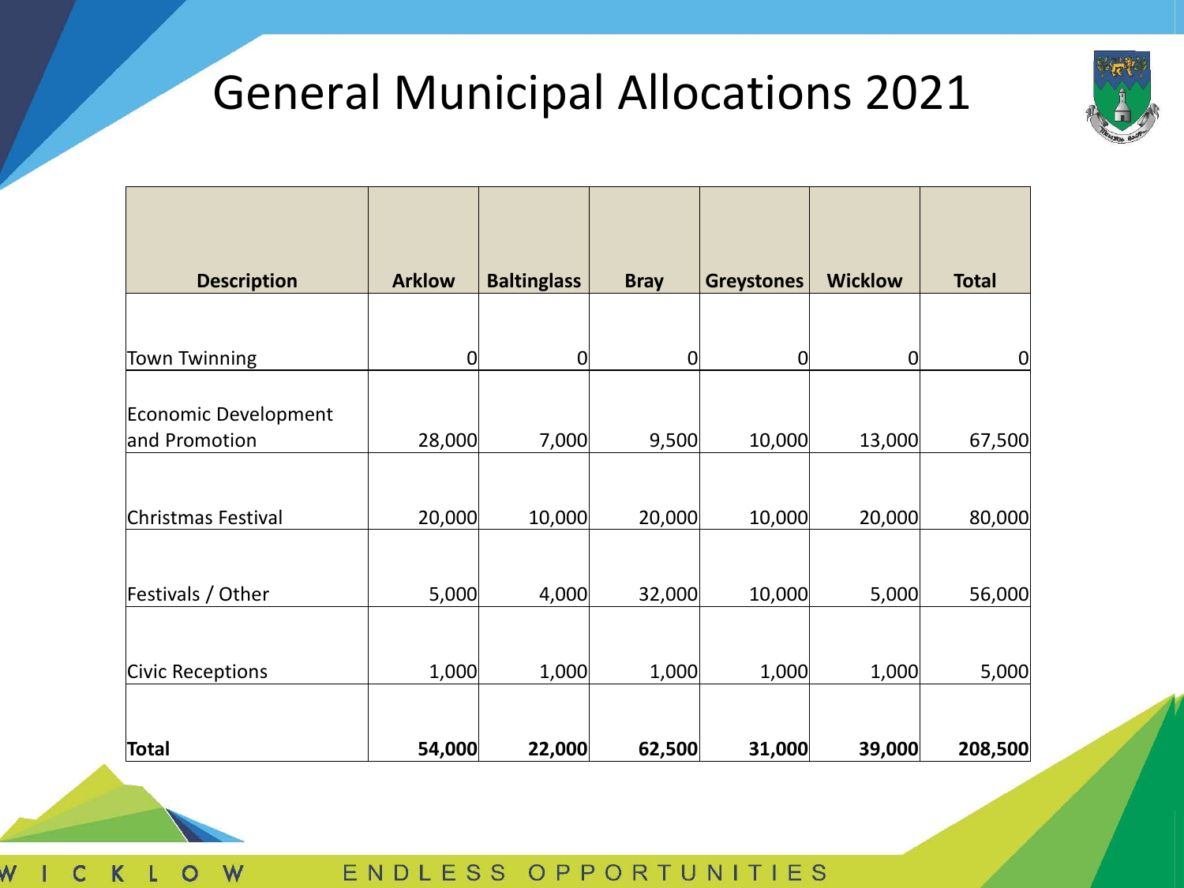# General Municipal Allocations 2021

| Description | Arklow | Baltinglass | Bray | Greystones | Wicklow | Total |
|---|---|---|---|---|---|---|
| Town Twinning | 0 | 0 | 0 | 0 | 0 | 0 |
| Economic Development and Promotion | 28,000 | 7,000 | 9,500 | 10,000 | 13,000 | 67,500 |
| Christmas Festival | 20,000 | 10,000 | 20,000 | 10,000 | 20,000 | 80,000 |
| Festivals / Other | 5,000 | 4,000 | 32,000 | 10,000 | 5,000 | 56,000 |
| Civic Receptions | 1,000 | 1,000 | 1,000 | 1,000 | 1,000 | 5,000 |
| **Total** | **54,000** | **22,000** | **62,500** | **31,000** | **39,000** | **208,500** |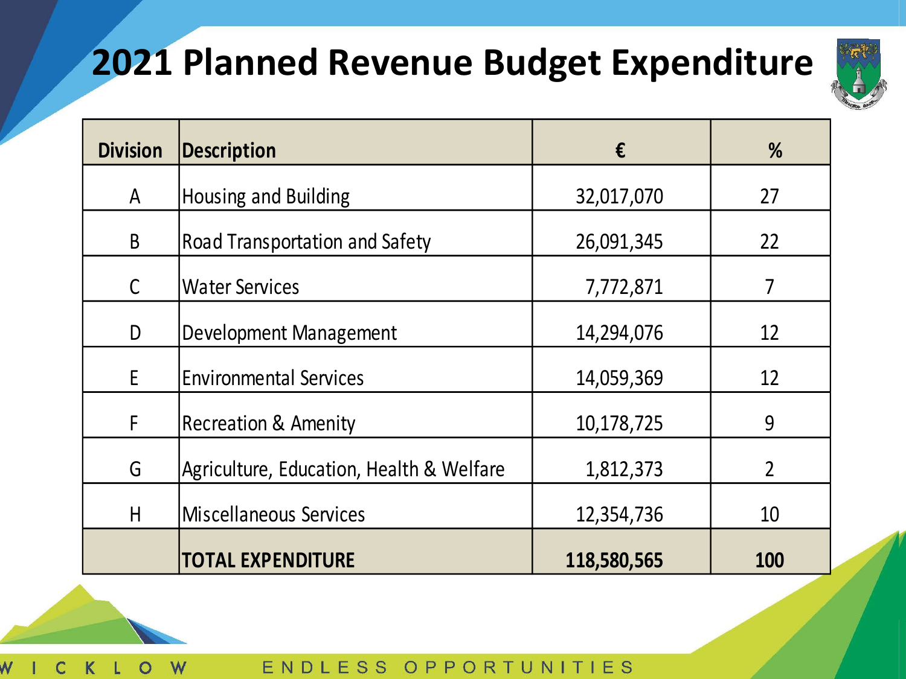# 2021 Planned Revenue Budget Expenditure

| Division | Description | € | % |
|---|---|---|---|
| A | Housing and Building | 32,017,070 | 27 |
| B | Road Transportation and Safety | 26,091,345 | 22 |
| C | Water Services | 7,772,871 | 7 |
| D | Development Management | 14,294,076 | 12 |
| E | Environmental Services | 14,059,369 | 12 |
| F | Recreation & Amenity | 10,178,725 | 9 |
| G | Agriculture, Education, Health & Welfare | 1,812,373 | 2 |
| H | Miscellaneous Services | 12,354,736 | 10 |
| | **TOTAL EXPENDITURE** | **118,580,565** | **100** |

WICKLOW ENDLESS OPPORTUNITIES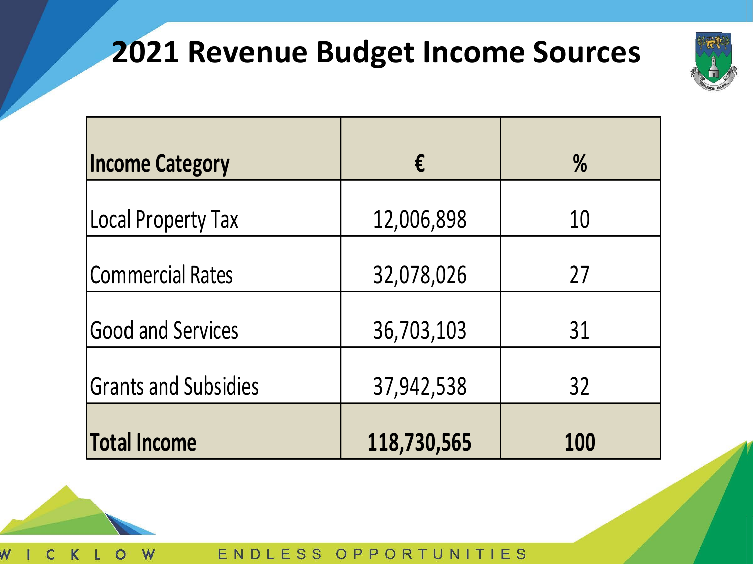# 2021 Revenue Budget Income Sources

| Income Category | € | % |
|---|---|---|
| Local Property Tax | 12,006,898 | 10 |
| Commercial Rates | 32,078,026 | 27 |
| Good and Services | 36,703,103 | 31 |
| Grants and Subsidies | 37,942,538 | 32 |
| **Total Income** | **118,730,565** | **100** |

WICKLOW ENDLESS OPPORTUNITIES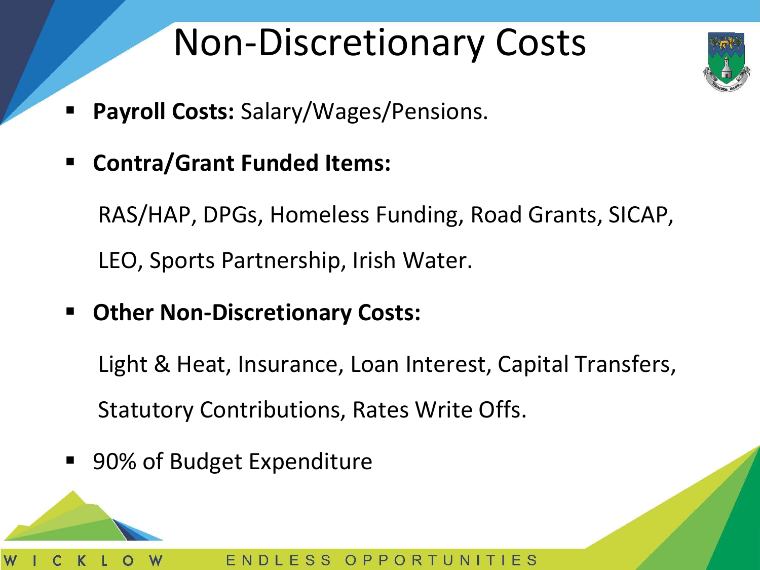# Non-Discretionary Costs

- **Payroll Costs:** Salary/Wages/Pensions.
- **Contra/Grant Funded Items:**

  RAS/HAP, DPGs, Homeless Funding, Road Grants, SICAP, LEO, Sports Partnership, Irish Water.
- **Other Non-Discretionary Costs:**

  Light & Heat, Insurance, Loan Interest, Capital Transfers, Statutory Contributions, Rates Write Offs.
- 90% of Budget Expenditure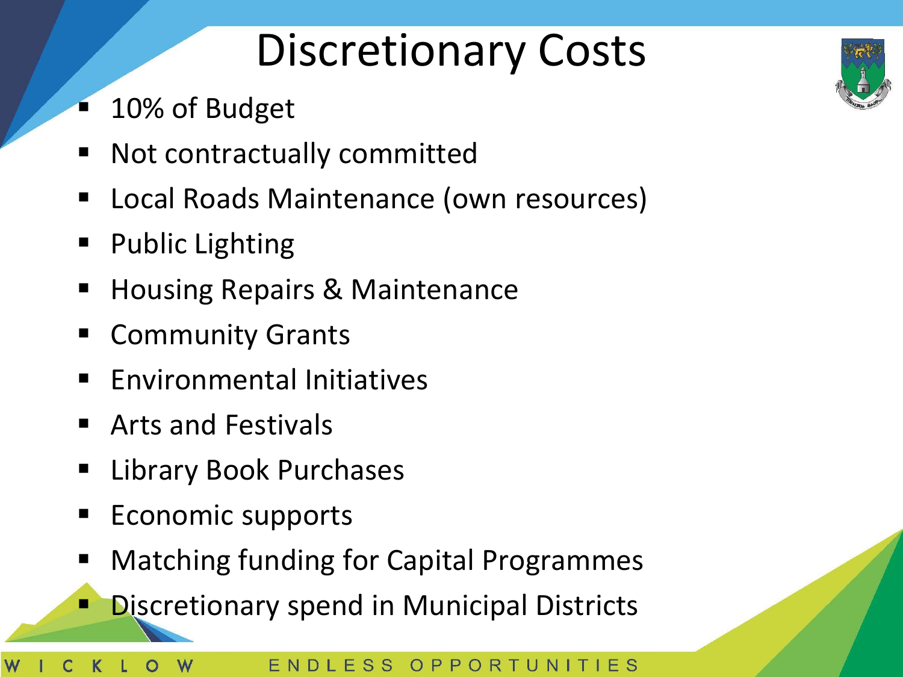# Discretionary Costs

- 10% of Budget
- Not contractually committed
- Local Roads Maintenance (own resources)
- Public Lighting
- Housing Repairs & Maintenance
- Community Grants
- Environmental Initiatives
- Arts and Festivals
- Library Book Purchases
- Economic supports
- Matching funding for Capital Programmes
- Discretionary spend in Municipal Districts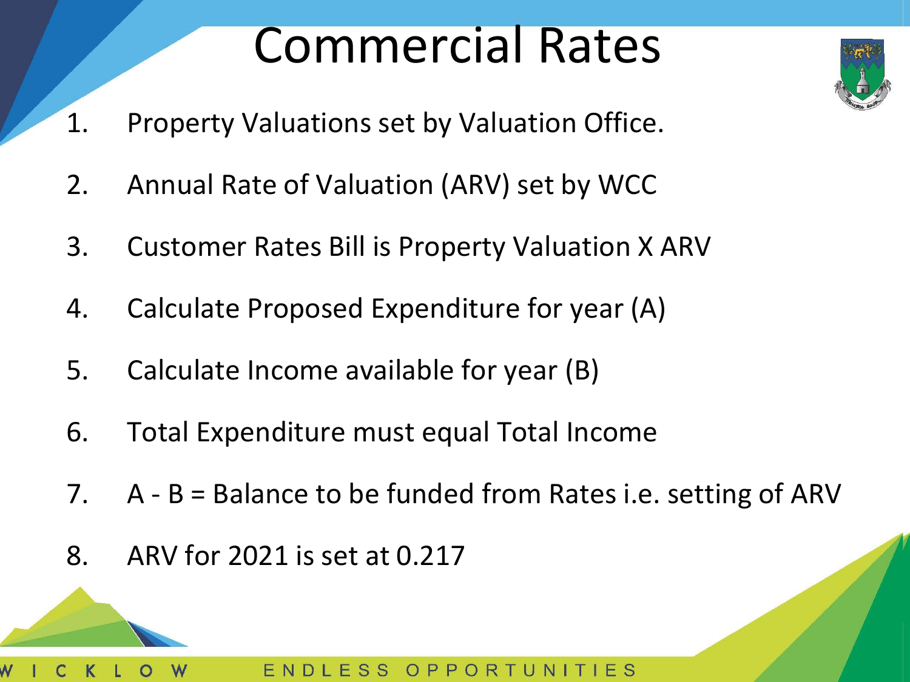# Commercial Rates

1. Property Valuations set by Valuation Office.
2. Annual Rate of Valuation (ARV) set by WCC
3. Customer Rates Bill is Property Valuation X ARV
4. Calculate Proposed Expenditure for year (A)
5. Calculate Income available for year (B)
6. Total Expenditure must equal Total Income
7. A - B = Balance to be funded from Rates i.e. setting of ARV
8. ARV for 2021 is set at 0.217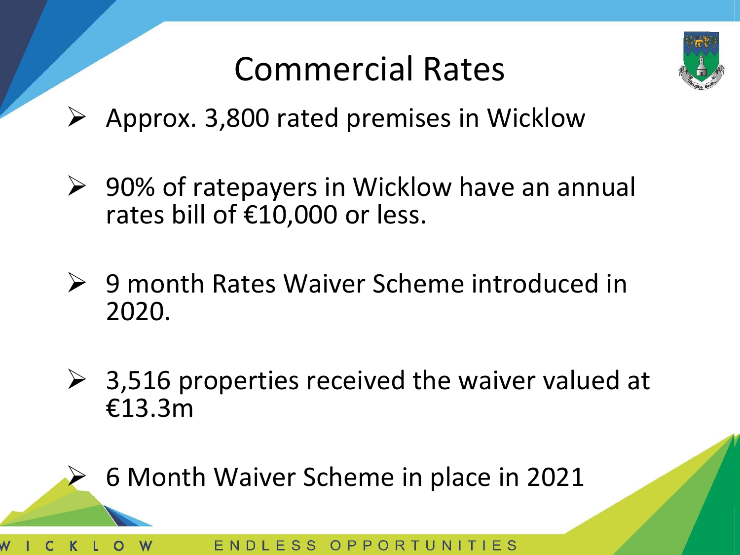# Commercial Rates

- Approx. 3,800 rated premises in Wicklow
- 90% of ratepayers in Wicklow have an annual rates bill of €10,000 or less.
- 9 month Rates Waiver Scheme introduced in 2020.
- 3,516 properties received the waiver valued at €13.3m
- 6 Month Waiver Scheme in place in 2021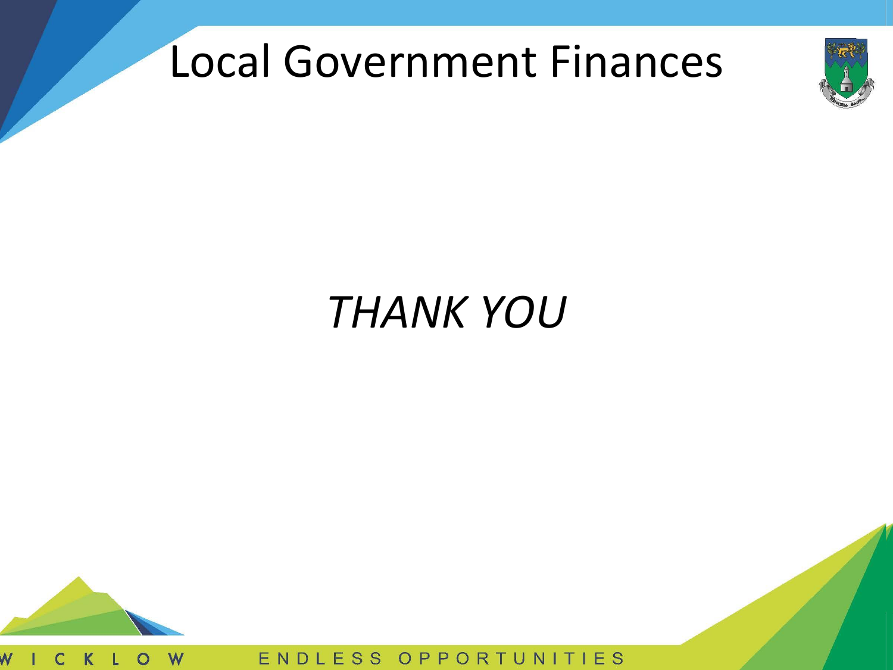# Local Government Finances

*THANK YOU*